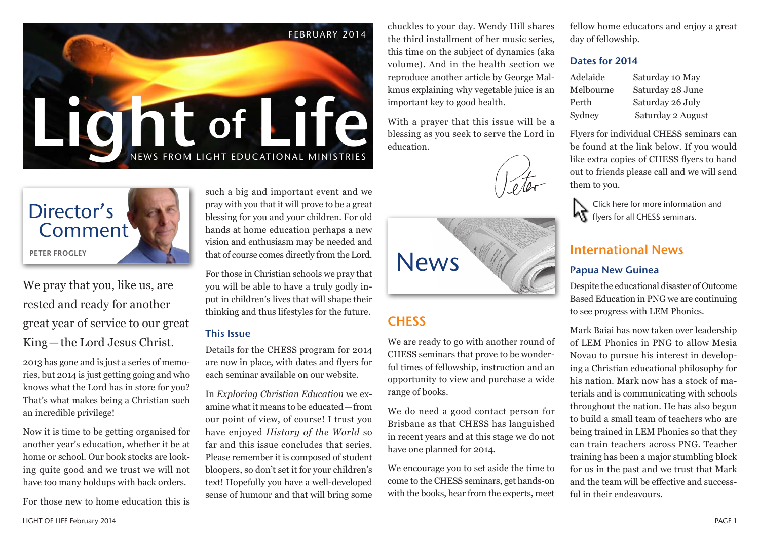FEBRUARY 2014

# Light of Life

NEWS FROM LIGHT EDUCATIONAL MINISTRIES

## Director's Comment

PETER FROGLEY

We pray that you, like us, are rested and ready for another great year of service to our great King—the Lord Jesus Christ.

2013 has gone and is just a series of memories, but 2014 is just getting going and who knows what the Lord has in store for you? That's what makes being a Christian such an incredible privilege!

Now it is time to be getting organised for another year's education, whether it be at home or school. Our book stocks are looking quite good and we trust we will not have too many holdups with back orders.

For those new to home education this is such a big and important event and we pray with you that it will prove to be a great blessing for you and your children. For old hands at home education perhaps a new vision and enthusiasm may be needed and that of course comes directly from the Lord.

For those in Christian schools we pray that you will be able to have a truly godly input in children's lives that will shape their thinking and thus lifestyles for the future.

### This Issue

Details for the CHESS program for 2014 are now in place, with dates and flyers for each seminar available on our website.

In *Exploring Christian Education* we examine what it means to be educated—from our point of view, of course! I trust you have enjoyed *History of the World* so far and this issue concludes that series. Please remember it is composed of student bloopers, so don't set it for your children's text! Hopefully you have a well-developed sense of humour and that will bring some chuckles to your day. Wendy Hill shares the third installment of her music series, this time on the subject of dynamics (aka volume). And in the health section we reproduce another article by George Malkmus explaining why vegetable juice is an important key to good health.

With a prayer that this issue will be a blessing as you seek to serve the Lord in education.

Peter

## News

### CHESS

We are ready to go with another round of CHESS seminars that prove to be wonderful times of fellowship, instruction and an opportunity to view and purchase a wide range of books.

We do need a good contact person for Brisbane as that CHESS has languished in recent years and at this stage we do not have one planned for 2014.

We encourage you to set aside the time to come to the CHESS seminars, get hands-on with the books, hear from the experts, meet fellow home educators and enjoy a great day of fellowship.

#### Dates for 2014

| | |
|---|---|
| Adelaide | Saturday 10 May |
| Melbourne | Saturday 28 June |
| Perth | Saturday 26 July |
| Sydney | Saturday 2 August |

Flyers for individual CHESS seminars can be found at the link below. If you would like extra copies of CHESS flyers to hand out to friends please call and we will send them to you.

Click here for more information and flyers for all CHESS seminars.

### International News

#### Papua New Guinea

Despite the educational disaster of Outcome Based Education in PNG we are continuing to see progress with LEM Phonics.

Mark Baiai has now taken over leadership of LEM Phonics in PNG to allow Mesia Novau to pursue his interest in developing a Christian educational philosophy for his nation. Mark now has a stock of materials and is communicating with schools throughout the nation. He has also begun to build a small team of teachers who are being trained in LEM Phonics so that they can train teachers across PNG. Teacher training has been a major stumbling block for us in the past and we trust that Mark and the team will be effective and successful in their endeavours.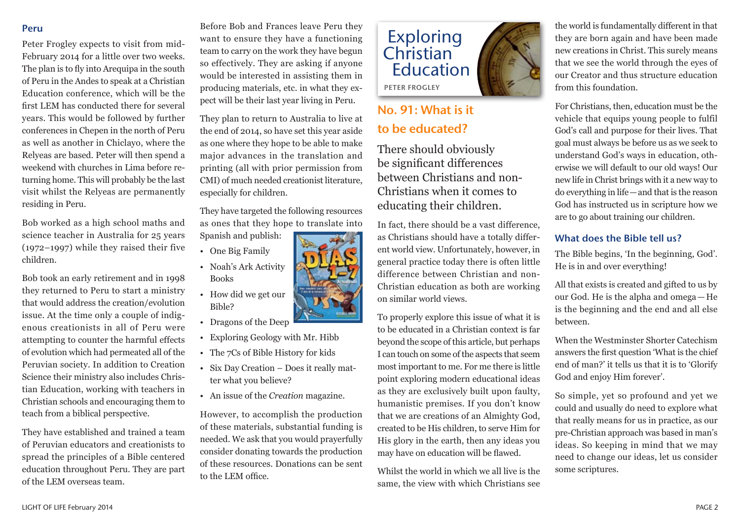## Peru

Peter Frogley expects to visit from mid-February 2014 for a little over two weeks. The plan is to fly into Arequipa in the south of Peru in the Andes to speak at a Christian Education conference, which will be the first LEM has conducted there for several years. This would be followed by further conferences in Chepen in the north of Peru as well as another in Chiclayo, where the Relyeas are based. Peter will then spend a weekend with churches in Lima before returning home. This will probably be the last visit whilst the Relyeas are permanently residing in Peru.

Bob worked as a high school maths and science teacher in Australia for 25 years (1972–1997) while they raised their five children.

Bob took an early retirement and in 1998 they returned to Peru to start a ministry that would address the creation/evolution issue. At the time only a couple of indigenous creationists in all of Peru were attempting to counter the harmful effects of evolution which had permeated all of the Peruvian society. In addition to Creation Science their ministry also includes Christian Education, working with teachers in Christian schools and encouraging them to teach from a biblical perspective.

They have established and trained a team of Peruvian educators and creationists to spread the principles of a Bible centered education throughout Peru. They are part of the LEM overseas team.

Before Bob and Frances leave Peru they want to ensure they have a functioning team to carry on the work they have begun so effectively. They are asking if anyone would be interested in assisting them in producing materials, etc. in what they expect will be their last year living in Peru.

They plan to return to Australia to live at the end of 2014, so have set this year aside as one where they hope to be able to make major advances in the translation and printing (all with prior permission from CMI) of much needed creationist literature, especially for children.

They have targeted the following resources as ones that they hope to translate into Spanish and publish:

- One Big Family
- Noah's Ark Activity Books
- How did we get our Bible?
- Dragons of the Deep
- Exploring Geology with Mr. Hibb
- The 7Cs of Bible History for kids
- Six Day Creation – Does it really matter what you believe?
- An issue of the *Creation* magazine.

However, to accomplish the production of these materials, substantial funding is needed. We ask that you would prayerfully consider donating towards the production of these resources. Donations can be sent to the LEM office.

# Exploring Christian Education

PETER FROGLEY

## No. 91: What is it to be educated?

There should obviously be significant differences between Christians and non-Christians when it comes to educating their children.

In fact, there should be a vast difference, as Christians should have a totally different world view. Unfortunately, however, in general practice today there is often little difference between Christian and non-Christian education as both are working on similar world views.

To properly explore this issue of what it is to be educated in a Christian context is far beyond the scope of this article, but perhaps I can touch on some of the aspects that seem most important to me. For me there is little point exploring modern educational ideas as they are exclusively built upon faulty, humanistic premises. If you don't know that we are creations of an Almighty God, created to be His children, to serve Him for His glory in the earth, then any ideas you may have on education will be flawed.

Whilst the world in which we all live is the same, the view with which Christians see the world is fundamentally different in that they are born again and have been made new creations in Christ. This surely means that we see the world through the eyes of our Creator and thus structure education from this foundation.

For Christians, then, education must be the vehicle that equips young people to fulfil God's call and purpose for their lives. That goal must always be before us as we seek to understand God's ways in education, otherwise we will default to our old ways! Our new life in Christ brings with it a new way to do everything in life—and that is the reason God has instructed us in scripture how we are to go about training our children.

### What does the Bible tell us?

The Bible begins, 'In the beginning, God'. He is in and over everything!

All that exists is created and gifted to us by our God. He is the alpha and omega—He is the beginning and the end and all else between.

When the Westminster Shorter Catechism answers the first question 'What is the chief end of man?' it tells us that it is to 'Glorify God and enjoy Him forever'.

So simple, yet so profound and yet we could and usually do need to explore what that really means for us in practice, as our pre-Christian approach was based in man's ideas. So keeping in mind that we may need to change our ideas, let us consider some scriptures.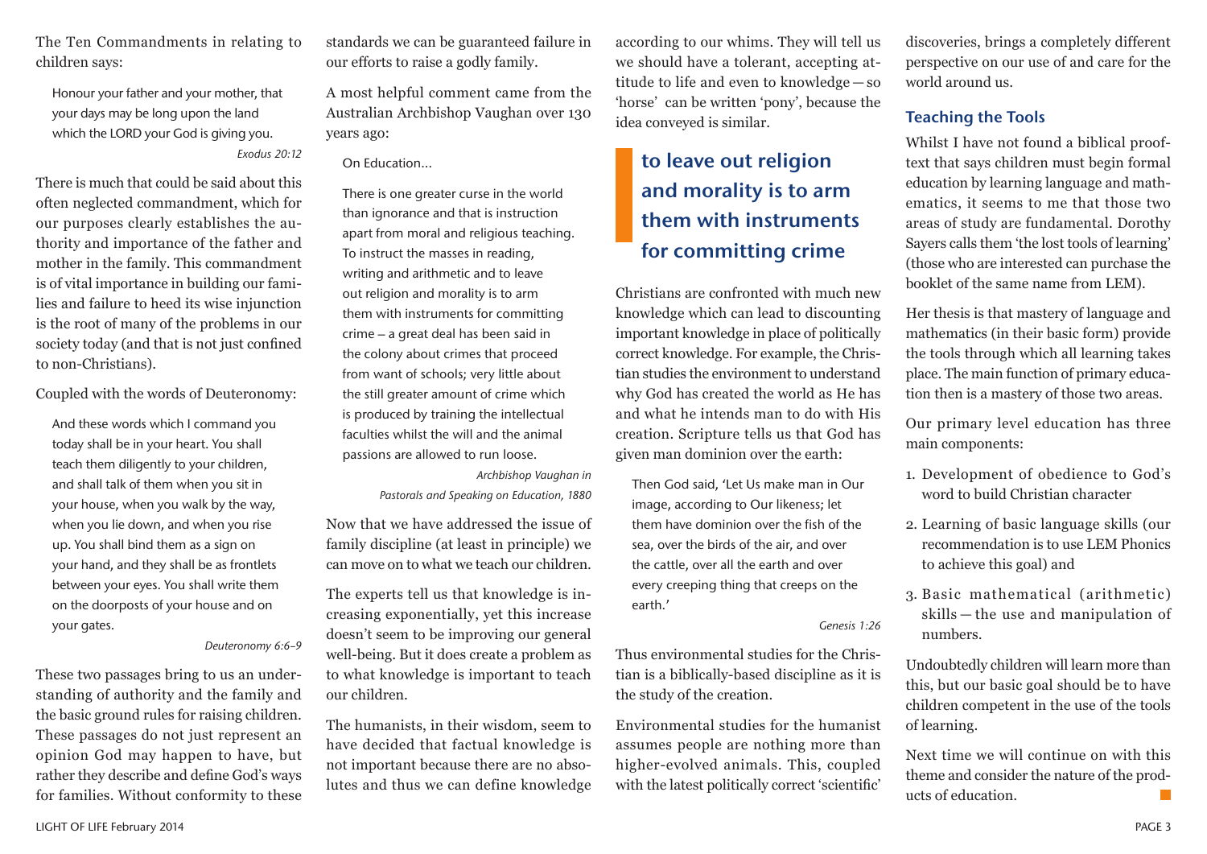The Ten Commandments in relating to children says:

> Honour your father and your mother, that your days may be long upon the land which the LORD your God is giving you.
>
> *Exodus 20:12*

There is much that could be said about this often neglected commandment, which for our purposes clearly establishes the authority and importance of the father and mother in the family. This commandment is of vital importance in building our families and failure to heed its wise injunction is the root of many of the problems in our society today (and that is not just confined to non-Christians).

Coupled with the words of Deuteronomy:

> And these words which I command you today shall be in your heart. You shall teach them diligently to your children, and shall talk of them when you sit in your house, when you walk by the way, when you lie down, and when you rise up. You shall bind them as a sign on your hand, and they shall be as frontlets between your eyes. You shall write them on the doorposts of your house and on your gates.
>
> *Deuteronomy 6:6–9*

These two passages bring to us an understanding of authority and the family and the basic ground rules for raising children. These passages do not just represent an opinion God may happen to have, but rather they describe and define God's ways for families. Without conformity to these standards we can be guaranteed failure in our efforts to raise a godly family.

A most helpful comment came from the Australian Archbishop Vaughan over 130 years ago:

> On Education...
>
> There is one greater curse in the world than ignorance and that is instruction apart from moral and religious teaching. To instruct the masses in reading, writing and arithmetic and to leave out religion and morality is to arm them with instruments for committing crime – a great deal has been said in the colony about crimes that proceed from want of schools; very little about the still greater amount of crime which is produced by training the intellectual faculties whilst the will and the animal passions are allowed to run loose.
>
> *Archbishop Vaughan in Pastorals and Speaking on Education, 1880*

Now that we have addressed the issue of family discipline (at least in principle) we can move on to what we teach our children.

The experts tell us that knowledge is increasing exponentially, yet this increase doesn't seem to be improving our general well-being. But it does create a problem as to what knowledge is important to teach our children.

The humanists, in their wisdom, seem to have decided that factual knowledge is not important because there are no absolutes and thus we can define knowledge according to our whims. They will tell us we should have a tolerant, accepting attitude to life and even to knowledge — so 'horse' can be written 'pony', because the idea conveyed is similar.

> **to leave out religion and morality is to arm them with instruments for committing crime**

Christians are confronted with much new knowledge which can lead to discounting important knowledge in place of politically correct knowledge. For example, the Christian studies the environment to understand why God has created the world as He has and what he intends man to do with His creation. Scripture tells us that God has given man dominion over the earth:

> Then God said, 'Let Us make man in Our image, according to Our likeness; let them have dominion over the fish of the sea, over the birds of the air, and over the cattle, over all the earth and over every creeping thing that creeps on the earth.'
>
> *Genesis 1:26*

Thus environmental studies for the Christian is a biblically-based discipline as it is the study of the creation.

Environmental studies for the humanist assumes people are nothing more than higher-evolved animals. This, coupled with the latest politically correct 'scientific' discoveries, brings a completely different perspective on our use of and care for the world around us.

## Teaching the Tools

Whilst I have not found a biblical proof-text that says children must begin formal education by learning language and mathematics, it seems to me that those two areas of study are fundamental. Dorothy Sayers calls them 'the lost tools of learning' (those who are interested can purchase the booklet of the same name from LEM).

Her thesis is that mastery of language and mathematics (in their basic form) provide the tools through which all learning takes place. The main function of primary education then is a mastery of those two areas.

Our primary level education has three main components:

1. Development of obedience to God's word to build Christian character
2. Learning of basic language skills (our recommendation is to use LEM Phonics to achieve this goal) and
3. Basic mathematical (arithmetic) skills — the use and manipulation of numbers.

Undoubtedly children will learn more than this, but our basic goal should be to have children competent in the use of the tools of learning.

Next time we will continue on with this theme and consider the nature of the products of education.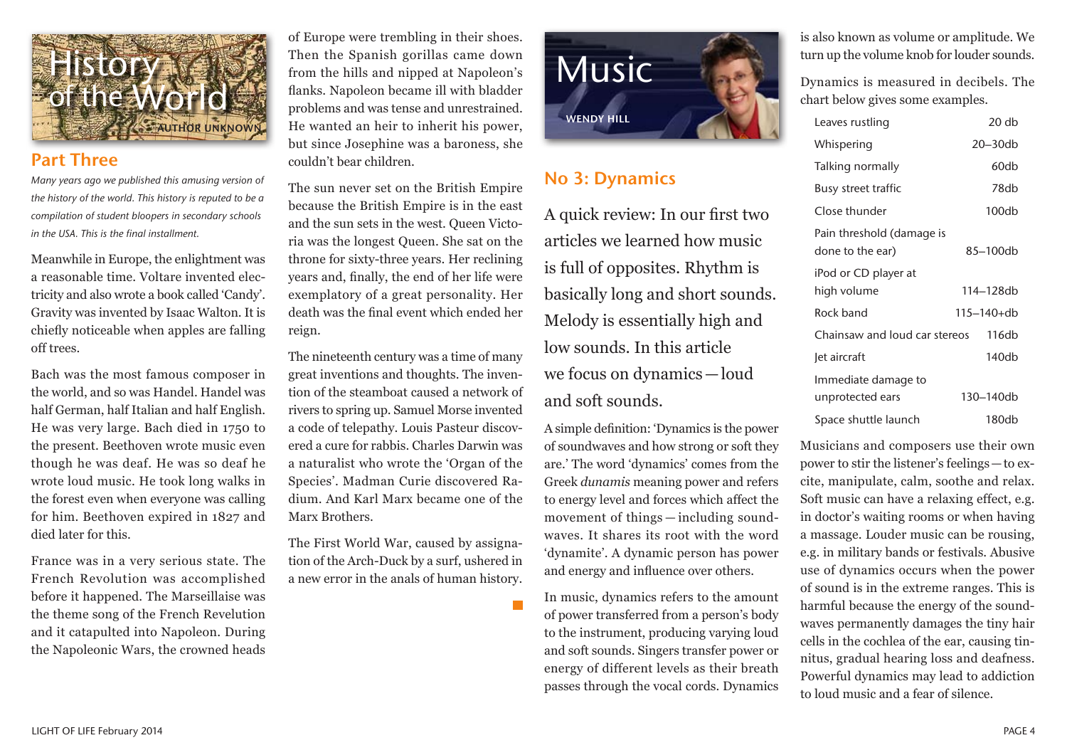# History of the World

AUTHOR UNKNOWN

## Part Three

*Many years ago we published this amusing version of the history of the world. This history is reputed to be a compilation of student bloopers in secondary schools in the USA. This is the final installment.*

Meanwhile in Europe, the enlightment was a reasonable time. Voltare invented electricity and also wrote a book called 'Candy'. Gravity was invented by Isaac Walton. It is chiefly noticeable when apples are falling off trees.

Bach was the most famous composer in the world, and so was Handel. Handel was half German, half Italian and half English. He was very large. Bach died in 1750 to the present. Beethoven wrote music even though he was deaf. He was so deaf he wrote loud music. He took long walks in the forest even when everyone was calling for him. Beethoven expired in 1827 and died later for this.

France was in a very serious state. The French Revolution was accomplished before it happened. The Marseillaise was the theme song of the French Revelution and it catapulted into Napoleon. During the Napoleonic Wars, the crowned heads of Europe were trembling in their shoes. Then the Spanish gorillas came down from the hills and nipped at Napoleon's flanks. Napoleon became ill with bladder problems and was tense and unrestrained. He wanted an heir to inherit his power, but since Josephine was a baroness, she couldn't bear children.

The sun never set on the British Empire because the British Empire is in the east and the sun sets in the west. Queen Victoria was the longest Queen. She sat on the throne for sixty-three years. Her reclining years and, finally, the end of her life were exemplatory of a great personality. Her death was the final event which ended her reign.

The nineteenth century was a time of many great inventions and thoughts. The invention of the steamboat caused a network of rivers to spring up. Samuel Morse invented a code of telepathy. Louis Pasteur discovered a cure for rabbis. Charles Darwin was a naturalist who wrote the 'Organ of the Species'. Madman Curie discovered Radium. And Karl Marx became one of the Marx Brothers.

The First World War, caused by assignation of the Arch-Duck by a surf, ushered in a new error in the anals of human history.

# Music

WENDY HILL

## No 3: Dynamics

A quick review: In our first two articles we learned how music is full of opposites. Rhythm is basically long and short sounds. Melody is essentially high and low sounds. In this article we focus on dynamics — loud and soft sounds.

A simple definition: 'Dynamics is the power of soundwaves and how strong or soft they are.' The word 'dynamics' comes from the Greek *dunamis* meaning power and refers to energy level and forces which affect the movement of things — including soundwaves. It shares its root with the word 'dynamite'. A dynamic person has power and energy and influence over others.

In music, dynamics refers to the amount of power transferred from a person's body to the instrument, producing varying loud and soft sounds. Singers transfer power or energy of different levels as their breath passes through the vocal cords. Dynamics is also known as volume or amplitude. We turn up the volume knob for louder sounds.

Dynamics is measured in decibels. The chart below gives some examples.

| | |
|---|---|
| Leaves rustling | 20 db |
| Whispering | 20–30db |
| Talking normally | 60db |
| Busy street traffic | 78db |
| Close thunder | 100db |
| Pain threshold (damage is done to the ear) | 85–100db |
| iPod or CD player at high volume | 114–128db |
| Rock band | 115–140+db |
| Chainsaw and loud car stereos | 116db |
| Jet aircraft | 140db |
| Immediate damage to unprotected ears | 130–140db |
| Space shuttle launch | 180db |

Musicians and composers use their own power to stir the listener's feelings — to excite, manipulate, calm, soothe and relax. Soft music can have a relaxing effect, e.g. in doctor's waiting rooms or when having a massage. Louder music can be rousing, e.g. in military bands or festivals. Abusive use of dynamics occurs when the power of sound is in the extreme ranges. This is harmful because the energy of the soundwaves permanently damages the tiny hair cells in the cochlea of the ear, causing tinnitus, gradual hearing loss and deafness. Powerful dynamics may lead to addiction to loud music and a fear of silence.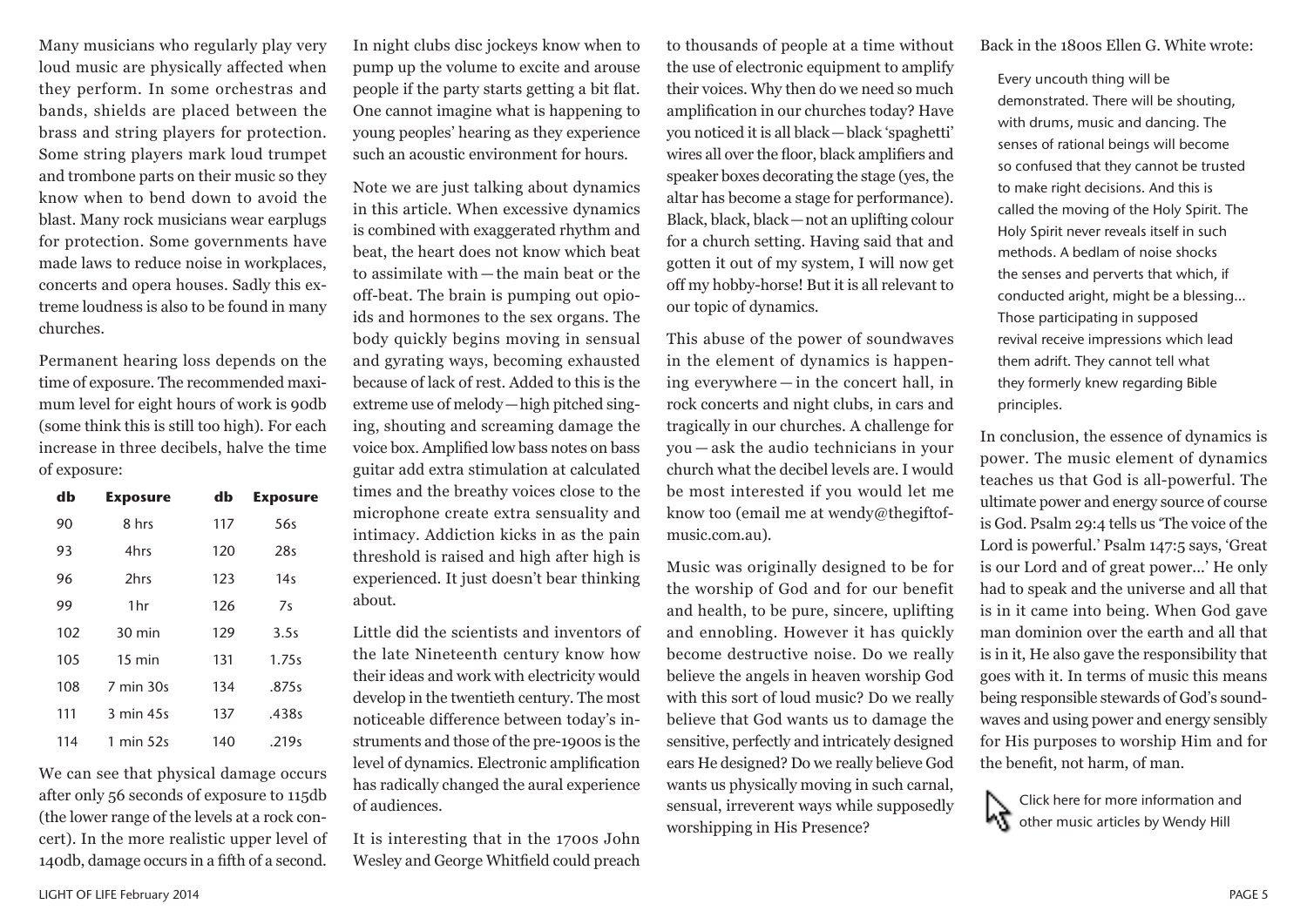Many musicians who regularly play very loud music are physically affected when they perform. In some orchestras and bands, shields are placed between the brass and string players for protection. Some string players mark loud trumpet and trombone parts on their music so they know when to bend down to avoid the blast. Many rock musicians wear earplugs for protection. Some governments have made laws to reduce noise in workplaces, concerts and opera houses. Sadly this extreme loudness is also to be found in many churches.

Permanent hearing loss depends on the time of exposure. The recommended maximum level for eight hours of work is 90db (some think this is still too high). For each increase in three decibels, halve the time of exposure:

| db | Exposure | db | Exposure |
|---|---|---|---|
| 90 | 8 hrs | 117 | 56s |
| 93 | 4hrs | 120 | 28s |
| 96 | 2hrs | 123 | 14s |
| 99 | 1hr | 126 | 7s |
| 102 | 30 min | 129 | 3.5s |
| 105 | 15 min | 131 | 1.75s |
| 108 | 7 min 30s | 134 | .875s |
| 111 | 3 min 45s | 137 | .438s |
| 114 | 1 min 52s | 140 | .219s |

We can see that physical damage occurs after only 56 seconds of exposure to 115db (the lower range of the levels at a rock concert). In the more realistic upper level of 140db, damage occurs in a fifth of a second.

In night clubs disc jockeys know when to pump up the volume to excite and arouse people if the party starts getting a bit flat. One cannot imagine what is happening to young peoples' hearing as they experience such an acoustic environment for hours.

Note we are just talking about dynamics in this article. When excessive dynamics is combined with exaggerated rhythm and beat, the heart does not know which beat to assimilate with—the main beat or the off-beat. The brain is pumping out opioids and hormones to the sex organs. The body quickly begins moving in sensual and gyrating ways, becoming exhausted because of lack of rest. Added to this is the extreme use of melody—high pitched singing, shouting and screaming damage the voice box. Amplified low bass notes on bass guitar add extra stimulation at calculated times and the breathy voices close to the microphone create extra sensuality and intimacy. Addiction kicks in as the pain threshold is raised and high after high is experienced. It just doesn't bear thinking about.

Little did the scientists and inventors of the late Nineteenth century know how their ideas and work with electricity would develop in the twentieth century. The most noticeable difference between today's instruments and those of the pre-1900s is the level of dynamics. Electronic amplification has radically changed the aural experience of audiences.

It is interesting that in the 1700s John Wesley and George Whitfield could preach to thousands of people at a time without the use of electronic equipment to amplify their voices. Why then do we need so much amplification in our churches today? Have you noticed it is all black—black 'spaghetti' wires all over the floor, black amplifiers and speaker boxes decorating the stage (yes, the altar has become a stage for performance). Black, black, black—not an uplifting colour for a church setting. Having said that and gotten it out of my system, I will now get off my hobby-horse! But it is all relevant to our topic of dynamics.

This abuse of the power of soundwaves in the element of dynamics is happening everywhere—in the concert hall, in rock concerts and night clubs, in cars and tragically in our churches. A challenge for you—ask the audio technicians in your church what the decibel levels are. I would be most interested if you would let me know too (email me at wendy@thegiftofmusic.com.au).

Music was originally designed to be for the worship of God and for our benefit and health, to be pure, sincere, uplifting and ennobling. However it has quickly become destructive noise. Do we really believe the angels in heaven worship God with this sort of loud music? Do we really believe that God wants us to damage the sensitive, perfectly and intricately designed ears He designed? Do we really believe God wants us physically moving in such carnal, sensual, irreverent ways while supposedly worshipping in His Presence?

Back in the 1800s Ellen G. White wrote:

> Every uncouth thing will be demonstrated. There will be shouting, with drums, music and dancing. The senses of rational beings will become so confused that they cannot be trusted to make right decisions. And this is called the moving of the Holy Spirit. The Holy Spirit never reveals itself in such methods. A bedlam of noise shocks the senses and perverts that which, if conducted aright, might be a blessing... Those participating in supposed revival receive impressions which lead them adrift. They cannot tell what they formerly knew regarding Bible principles.

In conclusion, the essence of dynamics is power. The music element of dynamics teaches us that God is all-powerful. The ultimate power and energy source of course is God. Psalm 29:4 tells us 'The voice of the Lord is powerful.' Psalm 147:5 says, 'Great is our Lord and of great power...' He only had to speak and the universe and all that is in it came into being. When God gave man dominion over the earth and all that is in it, He also gave the responsibility that goes with it. In terms of music this means being responsible stewards of God's soundwaves and using power and energy sensibly for His purposes to worship Him and for the benefit, not harm, of man.

Click here for more information and other music articles by Wendy Hill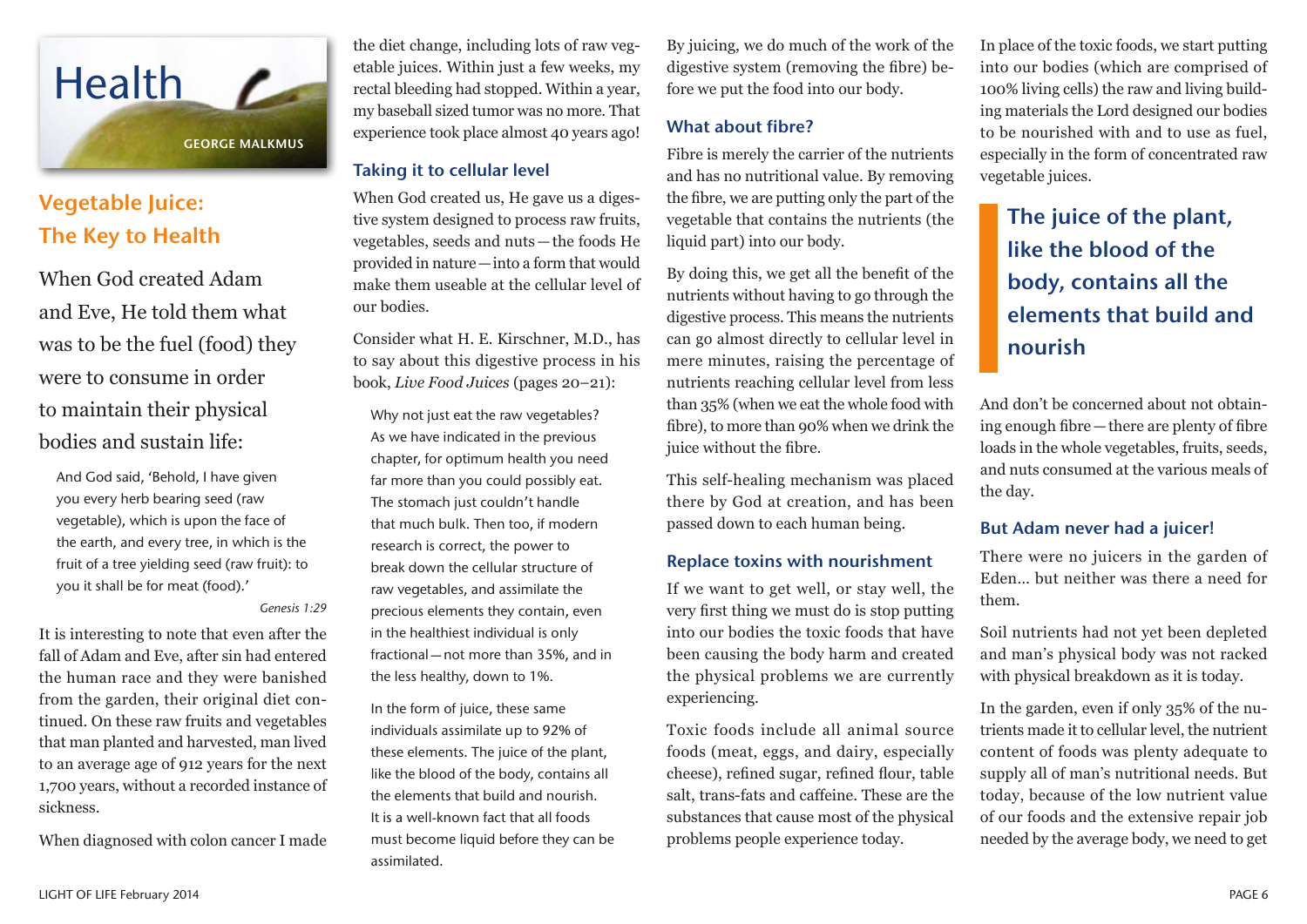# Health

GEORGE MALKMUS

## Vegetable Juice: The Key to Health

When God created Adam and Eve, He told them what was to be the fuel (food) they were to consume in order to maintain their physical bodies and sustain life:

> And God said, 'Behold, I have given you every herb bearing seed (raw vegetable), which is upon the face of the earth, and every tree, in which is the fruit of a tree yielding seed (raw fruit): to you it shall be for meat (food).'
>
> *Genesis 1:29*

It is interesting to note that even after the fall of Adam and Eve, after sin had entered the human race and they were banished from the garden, their original diet continued. On these raw fruits and vegetables that man planted and harvested, man lived to an average age of 912 years for the next 1,700 years, without a recorded instance of sickness.

When diagnosed with colon cancer I made the diet change, including lots of raw vegetable juices. Within just a few weeks, my rectal bleeding had stopped. Within a year, my baseball sized tumor was no more. That experience took place almost 40 years ago!

### Taking it to cellular level

When God created us, He gave us a digestive system designed to process raw fruits, vegetables, seeds and nuts — the foods He provided in nature — into a form that would make them useable at the cellular level of our bodies.

Consider what H. E. Kirschner, M.D., has to say about this digestive process in his book, *Live Food Juices* (pages 20–21):

> Why not just eat the raw vegetables? As we have indicated in the previous chapter, for optimum health you need far more than you could possibly eat. The stomach just couldn't handle that much bulk. Then too, if modern research is correct, the power to break down the cellular structure of raw vegetables, and assimilate the precious elements they contain, even in the healthiest individual is only fractional — not more than 35%, and in the less healthy, down to 1%.
>
> In the form of juice, these same individuals assimilate up to 92% of these elements. The juice of the plant, like the blood of the body, contains all the elements that build and nourish. It is a well-known fact that all foods must become liquid before they can be assimilated.

By juicing, we do much of the work of the digestive system (removing the fibre) before we put the food into our body.

### What about fibre?

Fibre is merely the carrier of the nutrients and has no nutritional value. By removing the fibre, we are putting only the part of the vegetable that contains the nutrients (the liquid part) into our body.

By doing this, we get all the benefit of the nutrients without having to go through the digestive process. This means the nutrients can go almost directly to cellular level in mere minutes, raising the percentage of nutrients reaching cellular level from less than 35% (when we eat the whole food with fibre), to more than 90% when we drink the juice without the fibre.

This self-healing mechanism was placed there by God at creation, and has been passed down to each human being.

### Replace toxins with nourishment

If we want to get well, or stay well, the very first thing we must do is stop putting into our bodies the toxic foods that have been causing the body harm and created the physical problems we are currently experiencing.

Toxic foods include all animal source foods (meat, eggs, and dairy, especially cheese), refined sugar, refined flour, table salt, trans-fats and caffeine. These are the substances that cause most of the physical problems people experience today.

In place of the toxic foods, we start putting into our bodies (which are comprised of 100% living cells) the raw and living building materials the Lord designed our bodies to be nourished with and to use as fuel, especially in the form of concentrated raw vegetable juices.

> **The juice of the plant, like the blood of the body, contains all the elements that build and nourish**

And don't be concerned about not obtaining enough fibre — there are plenty of fibre loads in the whole vegetables, fruits, seeds, and nuts consumed at the various meals of the day.

### But Adam never had a juicer!

There were no juicers in the garden of Eden… but neither was there a need for them.

Soil nutrients had not yet been depleted and man's physical body was not racked with physical breakdown as it is today.

In the garden, even if only 35% of the nutrients made it to cellular level, the nutrient content of foods was plenty adequate to supply all of man's nutritional needs. But today, because of the low nutrient value of our foods and the extensive repair job needed by the average body, we need to get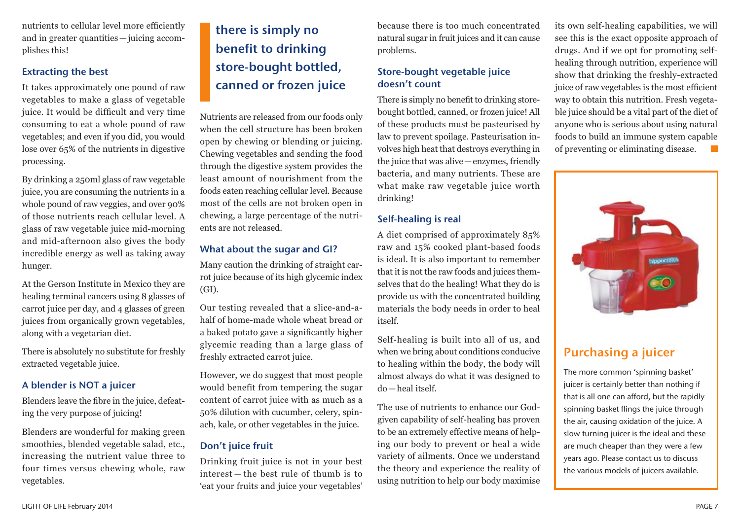nutrients to cellular level more efficiently and in greater quantities—juicing accomplishes this!

### Extracting the best

It takes approximately one pound of raw vegetables to make a glass of vegetable juice. It would be difficult and very time consuming to eat a whole pound of raw vegetables; and even if you did, you would lose over 65% of the nutrients in digestive processing.

By drinking a 250ml glass of raw vegetable juice, you are consuming the nutrients in a whole pound of raw veggies, and over 90% of those nutrients reach cellular level. A glass of raw vegetable juice mid-morning and mid-afternoon also gives the body incredible energy as well as taking away hunger.

At the Gerson Institute in Mexico they are healing terminal cancers using 8 glasses of carrot juice per day, and 4 glasses of green juices from organically grown vegetables, along with a vegetarian diet.

There is absolutely no substitute for freshly extracted vegetable juice.

### A blender is NOT a juicer

Blenders leave the fibre in the juice, defeating the very purpose of juicing!

Blenders are wonderful for making green smoothies, blended vegetable salad, etc., increasing the nutrient value three to four times versus chewing whole, raw vegetables.

> **there is simply no benefit to drinking store-bought bottled, canned or frozen juice**

Nutrients are released from our foods only when the cell structure has been broken open by chewing or blending or juicing. Chewing vegetables and sending the food through the digestive system provides the least amount of nourishment from the foods eaten reaching cellular level. Because most of the cells are not broken open in chewing, a large percentage of the nutrients are not released.

### What about the sugar and GI?

Many caution the drinking of straight carrot juice because of its high glycemic index (GI).

Our testing revealed that a slice-and-a-half of home-made whole wheat bread or a baked potato gave a significantly higher glycemic reading than a large glass of freshly extracted carrot juice.

However, we do suggest that most people would benefit from tempering the sugar content of carrot juice with as much as a 50% dilution with cucumber, celery, spinach, kale, or other vegetables in the juice.

### Don't juice fruit

Drinking fruit juice is not in your best interest—the best rule of thumb is to 'eat your fruits and juice your vegetables' because there is too much concentrated natural sugar in fruit juices and it can cause problems.

### Store-bought vegetable juice doesn't count

There is simply no benefit to drinking store-bought bottled, canned, or frozen juice! All of these products must be pasteurised by law to prevent spoilage. Pasteurisation involves high heat that destroys everything in the juice that was alive—enzymes, friendly bacteria, and many nutrients. These are what make raw vegetable juice worth drinking!

### Self-healing is real

A diet comprised of approximately 85% raw and 15% cooked plant-based foods is ideal. It is also important to remember that it is not the raw foods and juices themselves that do the healing! What they do is provide us with the concentrated building materials the body needs in order to heal itself.

Self-healing is built into all of us, and when we bring about conditions conducive to healing within the body, the body will almost always do what it was designed to do—heal itself.

The use of nutrients to enhance our God-given capability of self-healing has proven to be an extremely effective means of helping our body to prevent or heal a wide variety of ailments. Once we understand the theory and experience the reality of using nutrition to help our body maximise its own self-healing capabilities, we will see this is the exact opposite approach of drugs. And if we opt for promoting self-healing through nutrition, experience will show that drinking the freshly-extracted juice of raw vegetables is the most efficient way to obtain this nutrition. Fresh vegetable juice should be a vital part of the diet of anyone who is serious about using natural foods to build an immune system capable of preventing or eliminating disease.

## Purchasing a juicer

The more common 'spinning basket' juicer is certainly better than nothing if that is all one can afford, but the rapidly spinning basket flings the juice through the air, causing oxidation of the juice. A slow turning juicer is the ideal and these are much cheaper than they were a few years ago. Please contact us to discuss the various models of juicers available.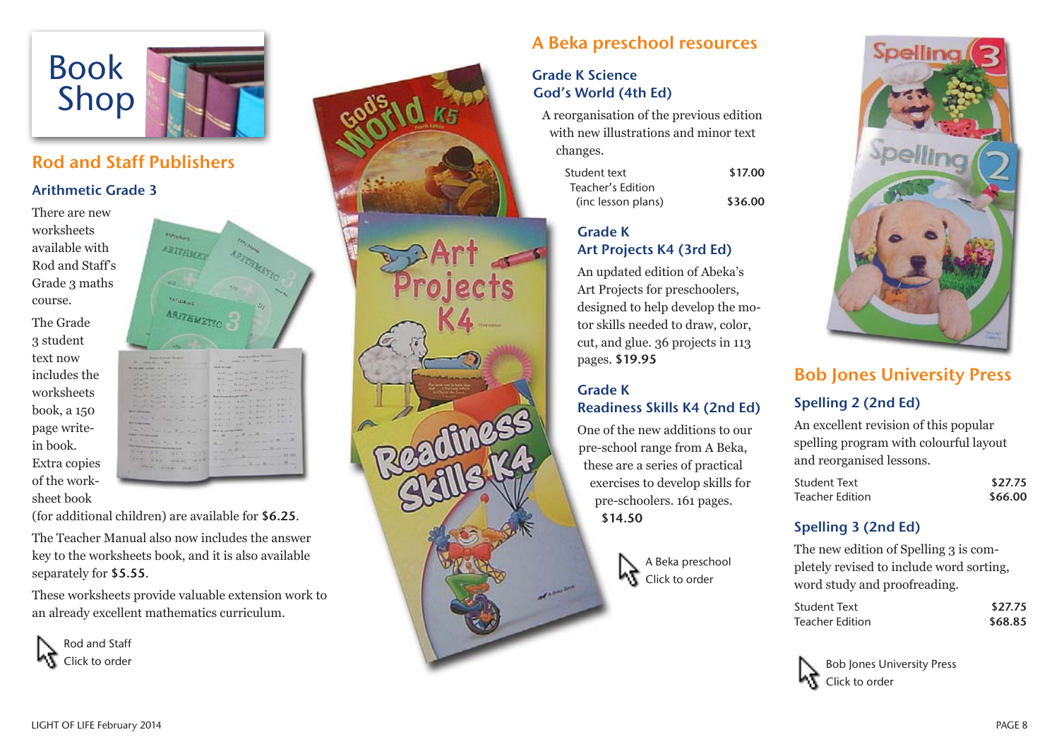# Book Shop

## Rod and Staff Publishers

### Arithmetic Grade 3

There are new worksheets available with Rod and Staff's Grade 3 maths course.

The Grade 3 student text now includes the worksheets book, a 150 page write-in book. Extra copies of the worksheet book (for additional children) are available for **$6.25**.

The Teacher Manual also now includes the answer key to the worksheets book, and it is also available separately for **$5.55**.

These worksheets provide valuable extension work to an already excellent mathematics curriculum.

Rod and Staff
Click to order

## A Beka preschool resources

### Grade K Science God's World (4th Ed)

A reorganisation of the previous edition with new illustrations and minor text changes.

| | |
|---|---|
| Student text | $17.00 |
| Teacher's Edition (inc lesson plans) | $36.00 |

### Grade K Art Projects K4 (3rd Ed)

An updated edition of Abeka's Art Projects for preschoolers, designed to help develop the motor skills needed to draw, color, cut, and glue. 36 projects in 113 pages. **$19.95**

### Grade K Readiness Skills K4 (2nd Ed)

One of the new additions to our pre-school range from A Beka, these are a series of practical exercises to develop skills for pre-schoolers. 161 pages. **$14.50**

A Beka preschool
Click to order

## Bob Jones University Press

### Spelling 2 (2nd Ed)

An excellent revision of this popular spelling program with colourful layout and reorganised lessons.

| | |
|---|---|
| Student Text | $27.75 |
| Teacher Edition | $66.00 |

### Spelling 3 (2nd Ed)

The new edition of Spelling 3 is completely revised to include word sorting, word study and proofreading.

| | |
|---|---|
| Student Text | $27.75 |
| Teacher Edition | $68.85 |

Bob Jones University Press
Click to order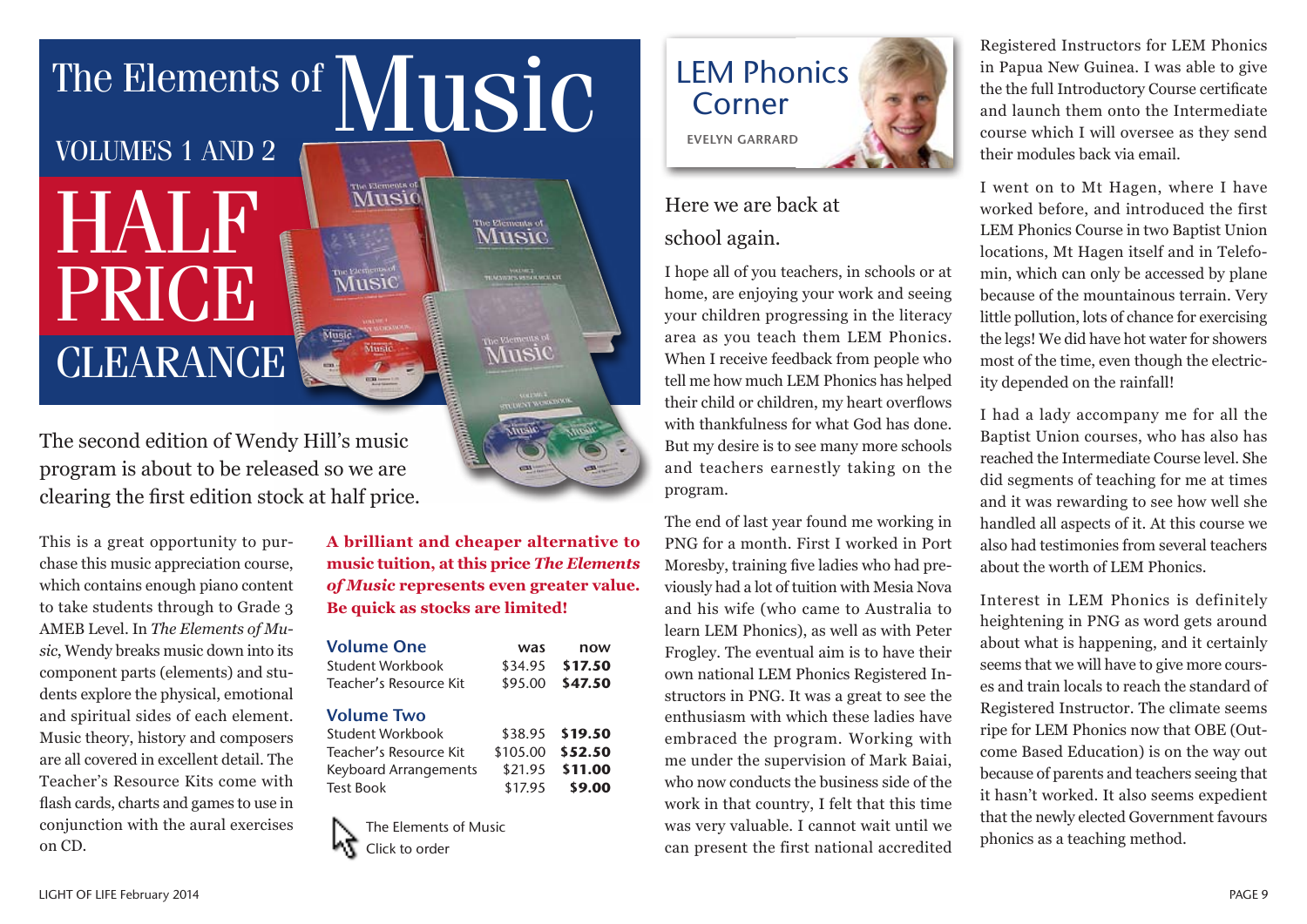# The Elements of Music

## VOLUMES 1 AND 2

# HALF PRICE CLEARANCE

The second edition of Wendy Hill's music program is about to be released so we are clearing the first edition stock at half price.

This is a great opportunity to purchase this music appreciation course, which contains enough piano content to take students through to Grade 3 AMEB Level. In *The Elements of Music*, Wendy breaks music down into its component parts (elements) and students explore the physical, emotional and spiritual sides of each element. Music theory, history and composers are all covered in excellent detail. The Teacher's Resource Kits come with flash cards, charts and games to use in conjunction with the aural exercises on CD.

**A brilliant and cheaper alternative to music tuition, at this price *The Elements of Music* represents even greater value. Be quick as stocks are limited!**

| Volume One | was | now |
|---|---|---|
| Student Workbook | $34.95 | **$17.50** |
| Teacher's Resource Kit | $95.00 | **$47.50** |

| Volume Two | was | now |
|---|---|---|
| Student Workbook | $38.95 | **$19.50** |
| Teacher's Resource Kit | $105.00 | **$52.50** |
| Keyboard Arrangements | $21.95 | **$11.00** |
| Test Book | $17.95 | **$9.00** |

The Elements of Music
Click to order

# LEM Phonics Corner

EVELYN GARRARD

### Here we are back at school again.

I hope all of you teachers, in schools or at home, are enjoying your work and seeing your children progressing in the literacy area as you teach them LEM Phonics. When I receive feedback from people who tell me how much LEM Phonics has helped their child or children, my heart overflows with thankfulness for what God has done. But my desire is to see many more schools and teachers earnestly taking on the program.

The end of last year found me working in PNG for a month. First I worked in Port Moresby, training five ladies who had previously had a lot of tuition with Mesia Nova and his wife (who came to Australia to learn LEM Phonics), as well as with Peter Frogley. The eventual aim is to have their own national LEM Phonics Registered Instructors in PNG. It was a great to see the enthusiasm with which these ladies have embraced the program. Working with me under the supervision of Mark Baiai, who now conducts the business side of the work in that country, I felt that this time was very valuable. I cannot wait until we can present the first national accredited Registered Instructors for LEM Phonics in Papua New Guinea. I was able to give the the full Introductory Course certificate and launch them onto the Intermediate course which I will oversee as they send their modules back via email.

I went on to Mt Hagen, where I have worked before, and introduced the first LEM Phonics Course in two Baptist Union locations, Mt Hagen itself and in Telefomin, which can only be accessed by plane because of the mountainous terrain. Very little pollution, lots of chance for exercising the legs! We did have hot water for showers most of the time, even though the electricity depended on the rainfall!

I had a lady accompany me for all the Baptist Union courses, who has also has reached the Intermediate Course level. She did segments of teaching for me at times and it was rewarding to see how well she handled all aspects of it. At this course we also had testimonies from several teachers about the worth of LEM Phonics.

Interest in LEM Phonics is definitely heightening in PNG as word gets around about what is happening, and it certainly seems that we will have to give more courses and train locals to reach the standard of Registered Instructor. The climate seems ripe for LEM Phonics now that OBE (Outcome Based Education) is on the way out because of parents and teachers seeing that it hasn't worked. It also seems expedient that the newly elected Government favours phonics as a teaching method.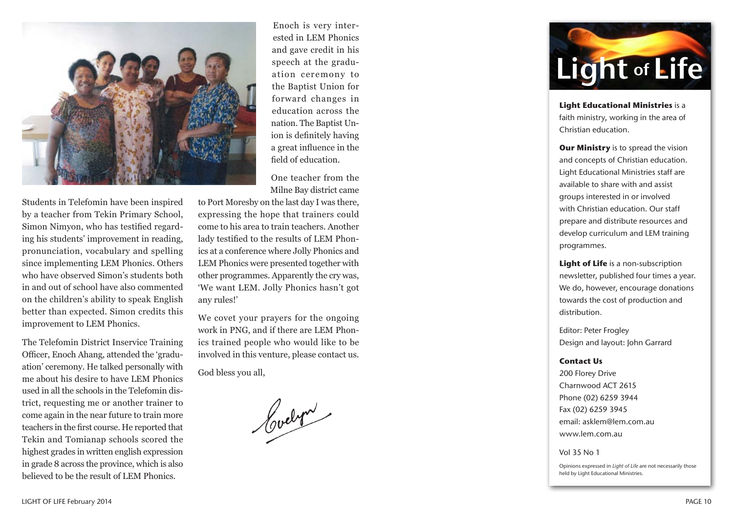Enoch is very interested in LEM Phonics and gave credit in his speech at the graduation ceremony to the Baptist Union for forward changes in education across the nation. The Baptist Union is definitely having a great influence in the field of education.

Students in Telefomin have been inspired by a teacher from Tekin Primary School, Simon Nimyon, who has testified regarding his students' improvement in reading, pronunciation, vocabulary and spelling since implementing LEM Phonics. Others who have observed Simon's students both in and out of school have also commented on the children's ability to speak English better than expected. Simon credits this improvement to LEM Phonics.

The Telefomin District Inservice Training Officer, Enoch Ahang, attended the 'graduation' ceremony. He talked personally with me about his desire to have LEM Phonics used in all the schools in the Telefomin district, requesting me or another trainer to come again in the near future to train more teachers in the first course. He reported that Tekin and Tomianap schools scored the highest grades in written english expression in grade 8 across the province, which is also believed to be the result of LEM Phonics.

One teacher from the Milne Bay district came to Port Moresby on the last day I was there, expressing the hope that trainers could come to his area to train teachers. Another lady testified to the results of LEM Phonics at a conference where Jolly Phonics and LEM Phonics were presented together with other programmes. Apparently the cry was, 'We want LEM. Jolly Phonics hasn't got any rules!'

We covet your prayers for the ongoing work in PNG, and if there are LEM Phonics trained people who would like to be involved in this venture, please contact us.

God bless you all,

Evelyn

# Light of Life

**Light Educational Ministries** is a faith ministry, working in the area of Christian education.

**Our Ministry** is to spread the vision and concepts of Christian education. Light Educational Ministries staff are available to share with and assist groups interested in or involved with Christian education. Our staff prepare and distribute resources and develop curriculum and LEM training programmes.

**Light of Life** is a non-subscription newsletter, published four times a year. We do, however, encourage donations towards the cost of production and distribution.

Editor: Peter Frogley
Design and layout: John Garrard

**Contact Us**
200 Florey Drive
Charnwood ACT 2615
Phone (02) 6259 3944
Fax (02) 6259 3945
email: asklem@lem.com.au
www.lem.com.au

Vol 35 No 1

Opinions expressed in *Light of Life* are not necessarily those held by Light Educational Ministries.